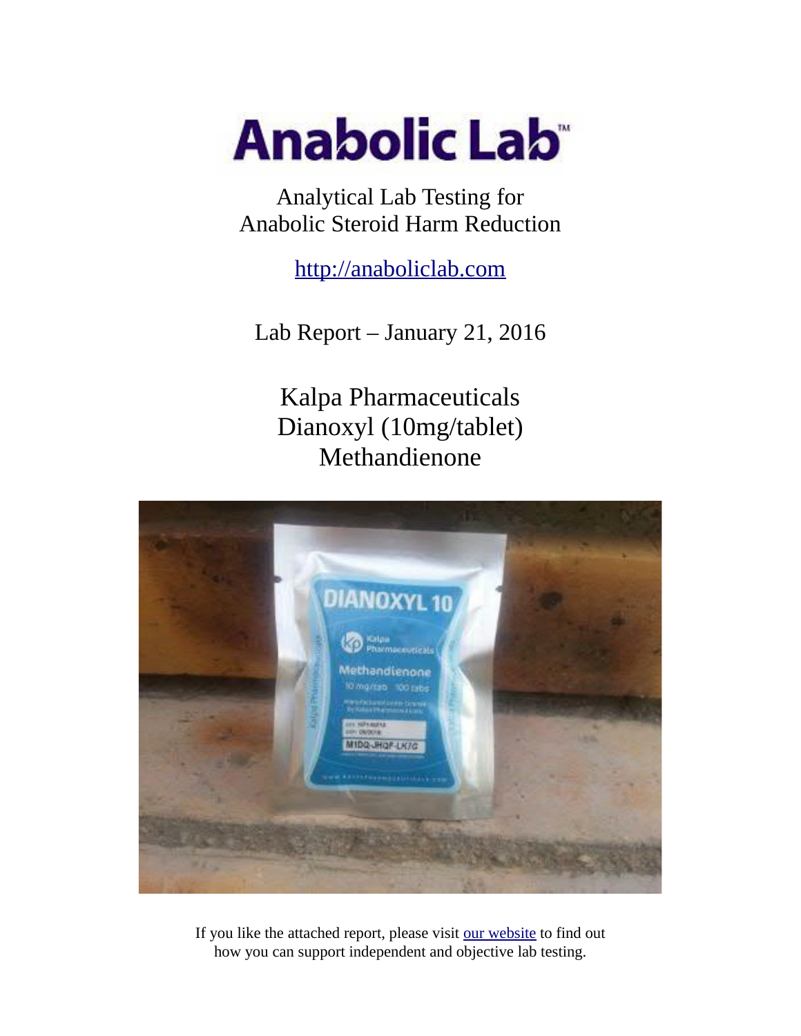# Anabolic Lab™

Analytical Lab Testing for
Anabolic Steroid Harm Reduction

http://anaboliclab.com

Lab Report – January 21, 2016

## Kalpa Pharmaceuticals
## Dianoxyl (10mg/tablet)
## Methandienone

If you like the attached report, please visit our website to find out how you can support independent and objective lab testing.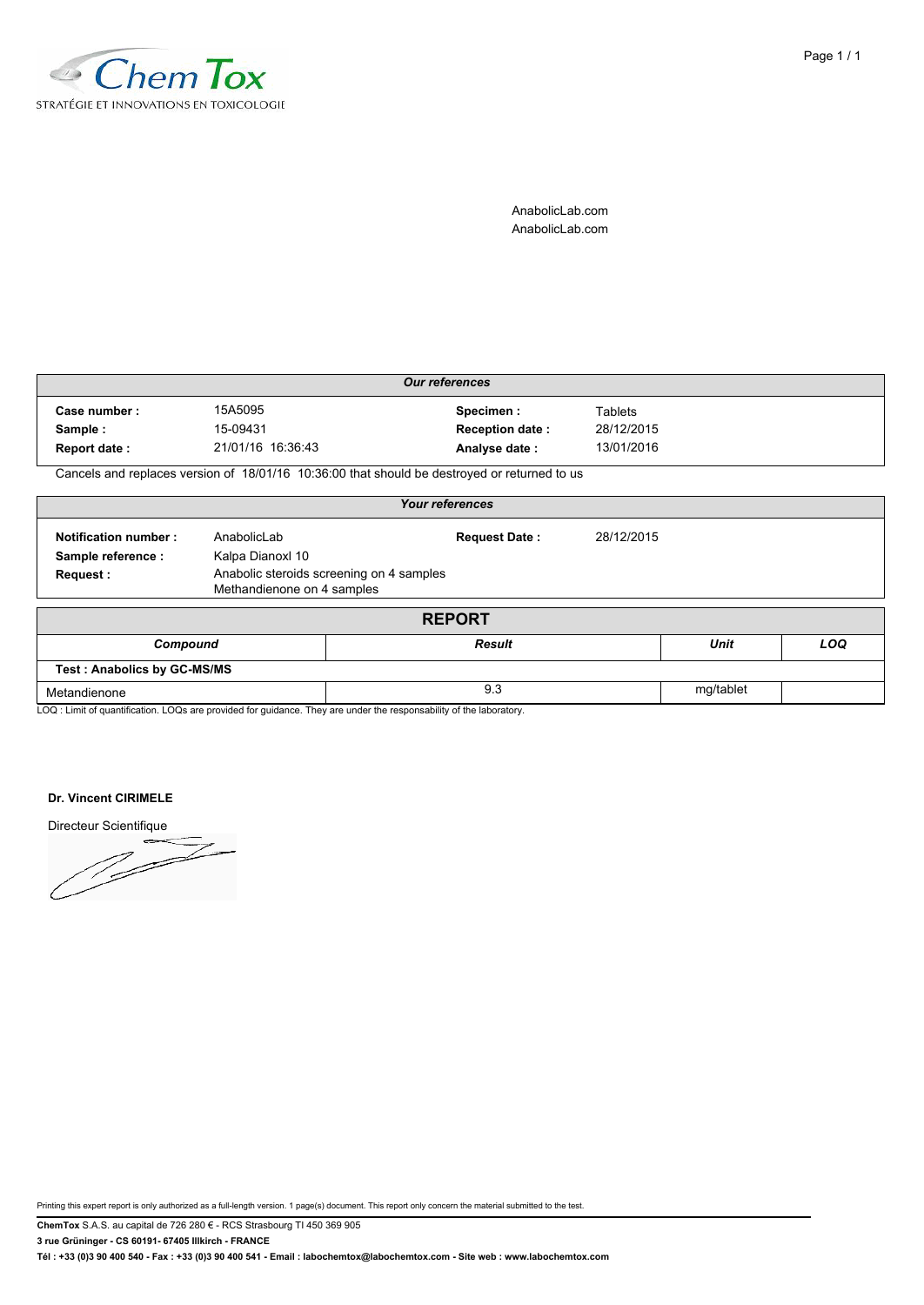ChemTox

STRATÉGIE ET INNOVATIONS EN TOXICOLOGIE

AnabolicLab.com
AnabolicLab.com

| *Our references* | | | |
|---|---|---|---|
| **Case number :** | 15A5095 | **Specimen :** | Tablets |
| **Sample :** | 15-09431 | **Reception date :** | 28/12/2015 |
| **Report date :** | 21/01/16 16:36:43 | **Analyse date :** | 13/01/2016 |

Cancels and replaces version of 18/01/16 10:36:00 that should be destroyed or returned to us

| *Your references* | | | |
|---|---|---|---|
| **Notification number :** | AnabolicLab | **Request Date :** | 28/12/2015 |
| **Sample reference :** | Kalpa Dianoxl 10 | | |
| **Request :** | Anabolic steroids screening on 4 samples<br>Methandienone on 4 samples | | |

## REPORT

| *Compound* | *Result* | *Unit* | *LOQ* |
|---|---|---|---|
| **Test : Anabolics by GC-MS/MS** | | | |
| Metandienone | 9.3 | mg/tablet | |

LOQ : Limit of quantification. LOQs are provided for guidance. They are under the responsability of the laboratory.

**Dr. Vincent CIRIMELE**

Directeur Scientifique

Printing this expert report is only authorized as a full-length version. 1 page(s) document. This report only concern the material submitted to the test.

**ChemTox** S.A.S. au capital de 726 280 € - RCS Strasbourg TI 450 369 905
**3 rue Grüninger - CS 60191- 67405 Illkirch - FRANCE**
**Tél : +33 (0)3 90 400 540 - Fax : +33 (0)3 90 400 541 - Email : labochemtox@labochemtox.com - Site web : www.labochemtox.com**